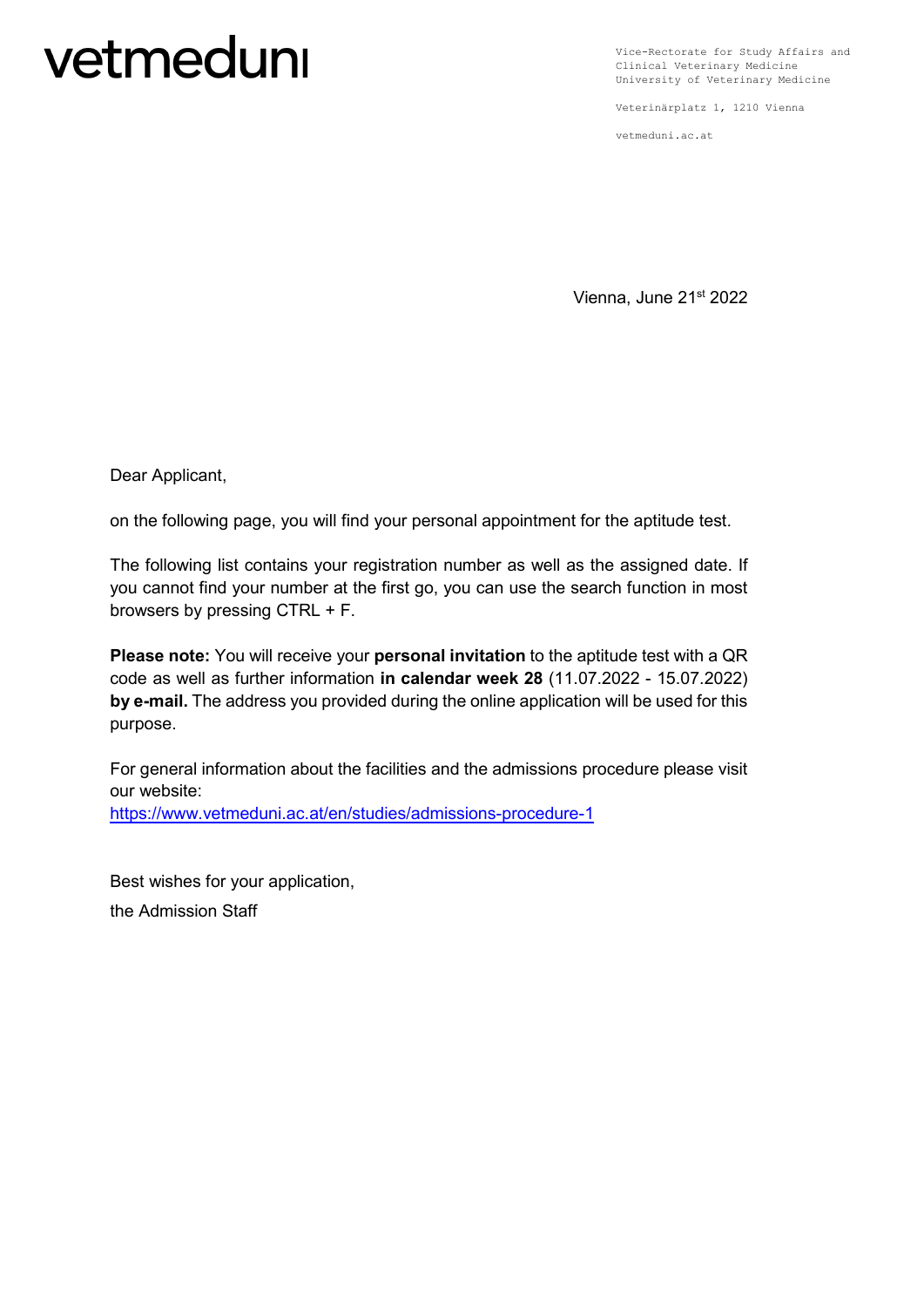# vetmeduni

Vice-Rectorate for Study Affairs and Clinical Veterinary Medicine
University of Veterinary Medicine

Veterinärplatz 1, 1210 Vienna

vetmeduni.ac.at

Vienna, June 21st 2022

Dear Applicant,

on the following page, you will find your personal appointment for the aptitude test.

The following list contains your registration number as well as the assigned date. If you cannot find your number at the first go, you can use the search function in most browsers by pressing CTRL + F.

**Please note:** You will receive your **personal invitation** to the aptitude test with a QR code as well as further information **in calendar week 28** (11.07.2022 - 15.07.2022) **by e-mail.** The address you provided during the online application will be used for this purpose.

For general information about the facilities and the admissions procedure please visit our website:
[https://www.vetmeduni.ac.at/en/studies/admissions-procedure-1](https://www.vetmeduni.ac.at/en/studies/admissions-procedure-1)

Best wishes for your application,

the Admission Staff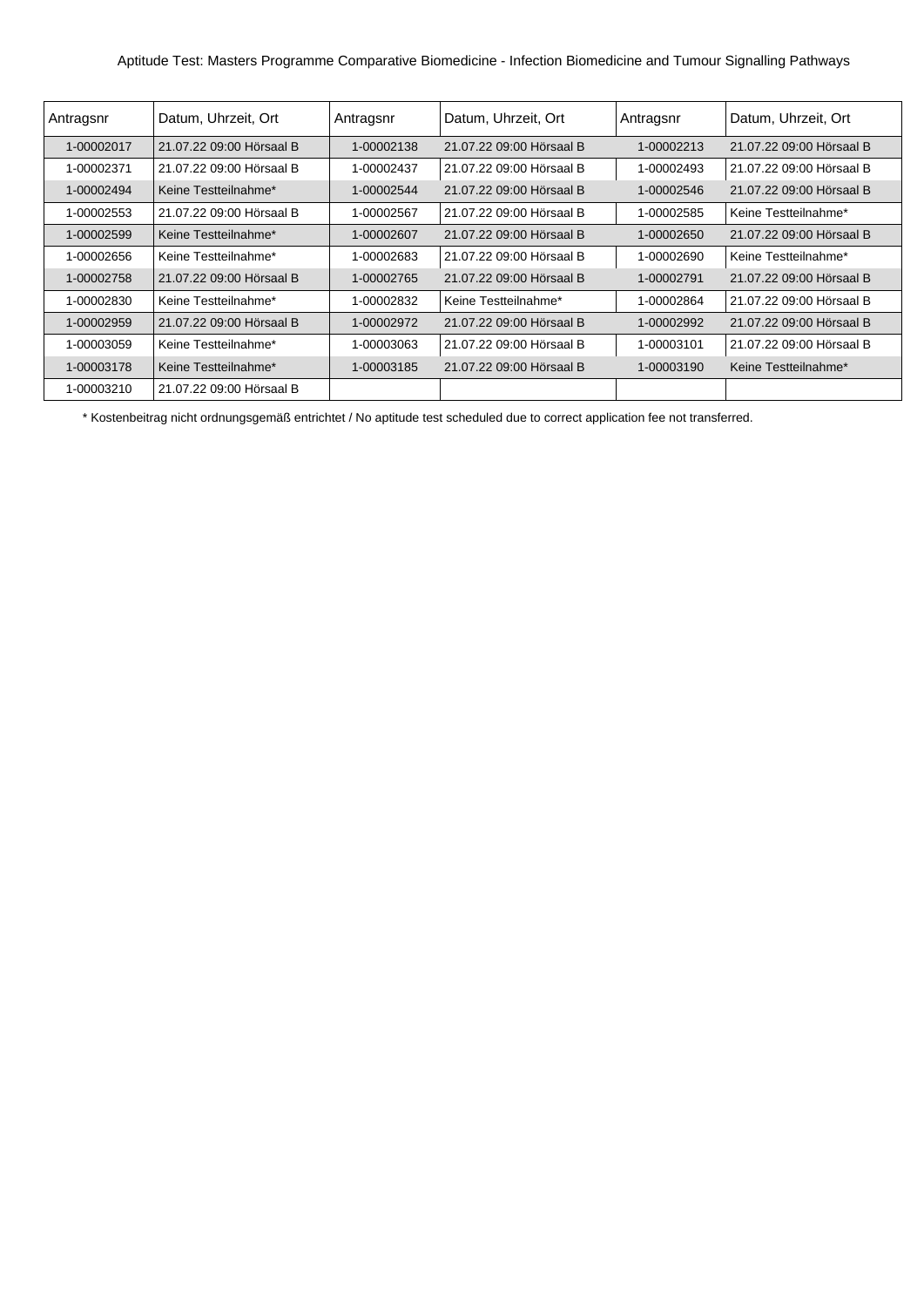Aptitude Test: Masters Programme Comparative Biomedicine - Infection Biomedicine and Tumour Signalling Pathways

| Antragsnr | Datum, Uhrzeit, Ort | Antragsnr | Datum, Uhrzeit, Ort | Antragsnr | Datum, Uhrzeit, Ort |
|---|---|---|---|---|---|
| 1-00002017 | 21.07.22 09:00 Hörsaal B | 1-00002138 | 21.07.22 09:00 Hörsaal B | 1-00002213 | 21.07.22 09:00 Hörsaal B |
| 1-00002371 | 21.07.22 09:00 Hörsaal B | 1-00002437 | 21.07.22 09:00 Hörsaal B | 1-00002493 | 21.07.22 09:00 Hörsaal B |
| 1-00002494 | Keine Testteilnahme* | 1-00002544 | 21.07.22 09:00 Hörsaal B | 1-00002546 | 21.07.22 09:00 Hörsaal B |
| 1-00002553 | 21.07.22 09:00 Hörsaal B | 1-00002567 | 21.07.22 09:00 Hörsaal B | 1-00002585 | Keine Testteilnahme* |
| 1-00002599 | Keine Testteilnahme* | 1-00002607 | 21.07.22 09:00 Hörsaal B | 1-00002650 | 21.07.22 09:00 Hörsaal B |
| 1-00002656 | Keine Testteilnahme* | 1-00002683 | 21.07.22 09:00 Hörsaal B | 1-00002690 | Keine Testteilnahme* |
| 1-00002758 | 21.07.22 09:00 Hörsaal B | 1-00002765 | 21.07.22 09:00 Hörsaal B | 1-00002791 | 21.07.22 09:00 Hörsaal B |
| 1-00002830 | Keine Testteilnahme* | 1-00002832 | Keine Testteilnahme* | 1-00002864 | 21.07.22 09:00 Hörsaal B |
| 1-00002959 | 21.07.22 09:00 Hörsaal B | 1-00002972 | 21.07.22 09:00 Hörsaal B | 1-00002992 | 21.07.22 09:00 Hörsaal B |
| 1-00003059 | Keine Testteilnahme* | 1-00003063 | 21.07.22 09:00 Hörsaal B | 1-00003101 | 21.07.22 09:00 Hörsaal B |
| 1-00003178 | Keine Testteilnahme* | 1-00003185 | 21.07.22 09:00 Hörsaal B | 1-00003190 | Keine Testteilnahme* |
| 1-00003210 | 21.07.22 09:00 Hörsaal B | | | | |

* Kostenbeitrag nicht ordnungsgemäß entrichtet / No aptitude test scheduled due to correct application fee not transferred.